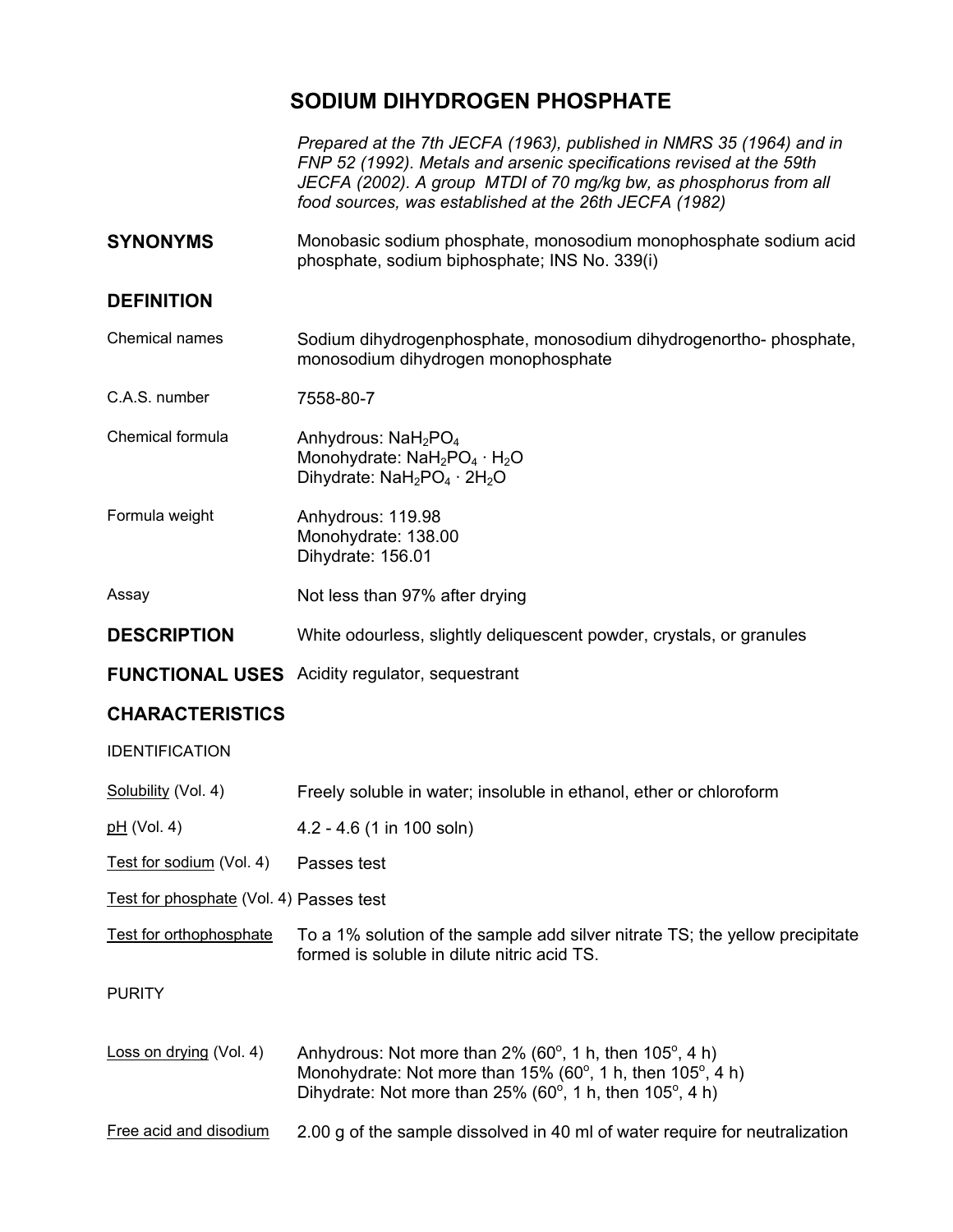# SODIUM DIHYDROGEN PHOSPHATE

*Prepared at the 7th JECFA (1963), published in NMRS 35 (1964) and in FNP 52 (1992). Metals and arsenic specifications revised at the 59th JECFA (2002). A group MTDI of 70 mg/kg bw, as phosphorus from all food sources, was established at the 26th JECFA (1982)*

**SYNONYMS** Monobasic sodium phosphate, monosodium monophosphate sodium acid phosphate, sodium biphosphate; INS No. 339(i)

## DEFINITION

**Chemical names** Sodium dihydrogenphosphate, monosodium dihydrogenortho- phosphate, monosodium dihydrogen monophosphate

**C.A.S. number** 7558-80-7

**Chemical formula**
Anhydrous: $NaH_2PO_4$
Monohydrate: $NaH_2PO_4 \cdot H_2O$
Dihydrate: $NaH_2PO_4 \cdot 2H_2O$

**Formula weight**
Anhydrous: 119.98
Monohydrate: 138.00
Dihydrate: 156.01

**Assay** Not less than 97% after drying

## DESCRIPTION

White odourless, slightly deliquescent powder, crystals, or granules

## FUNCTIONAL USES

Acidity regulator, sequestrant

## CHARACTERISTICS

### IDENTIFICATION

**Solubility (Vol. 4)** Freely soluble in water; insoluble in ethanol, ether or chloroform

**pH (Vol. 4)** 4.2 - 4.6 (1 in 100 soln)

**Test for sodium (Vol. 4)** Passes test

**Test for phosphate (Vol. 4)** Passes test

**Test for orthophosphate** To a 1% solution of the sample add silver nitrate TS; the yellow precipitate formed is soluble in dilute nitric acid TS.

### PURITY

**Loss on drying (Vol. 4)**
Anhydrous: Not more than 2% (60°, 1 h, then 105°, 4 h)
Monohydrate: Not more than 15% (60°, 1 h, then 105°, 4 h)
Dihydrate: Not more than 25% (60°, 1 h, then 105°, 4 h)

**Free acid and disodium** 2.00 g of the sample dissolved in 40 ml of water require for neutralization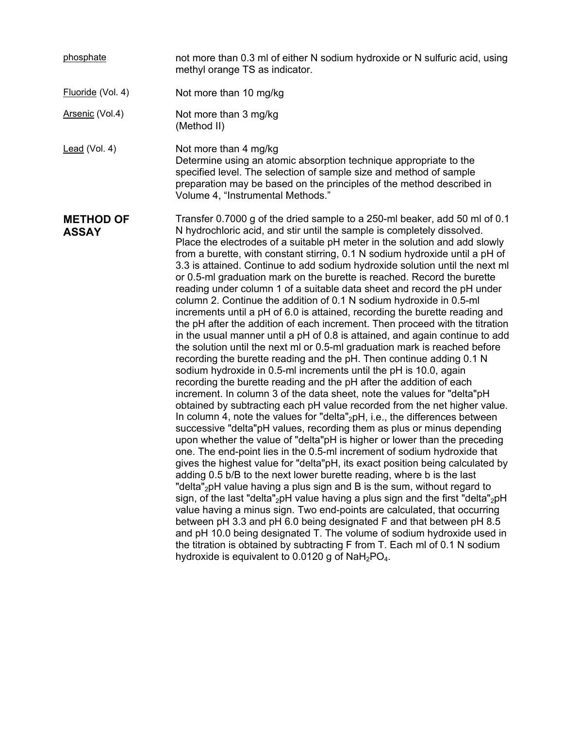| | |
|---|---|
| phosphate | not more than 0.3 ml of either N sodium hydroxide or N sulfuric acid, using methyl orange TS as indicator. |
| Fluoride (Vol. 4) | Not more than 10 mg/kg |
| Arsenic (Vol.4) | Not more than 3 mg/kg (Method II) |
| Lead (Vol. 4) | Not more than 4 mg/kg Determine using an atomic absorption technique appropriate to the specified level. The selection of sample size and method of sample preparation may be based on the principles of the method described in Volume 4, "Instrumental Methods." |

**METHOD OF ASSAY**

Transfer 0.7000 g of the dried sample to a 250-ml beaker, add 50 ml of 0.1 N hydrochloric acid, and stir until the sample is completely dissolved. Place the electrodes of a suitable pH meter in the solution and add slowly from a burette, with constant stirring, 0.1 N sodium hydroxide until a pH of 3.3 is attained. Continue to add sodium hydroxide solution until the next ml or 0.5-ml graduation mark on the burette is reached. Record the burette reading under column 1 of a suitable data sheet and record the pH under column 2. Continue the addition of 0.1 N sodium hydroxide in 0.5-ml increments until a pH of 6.0 is attained, recording the burette reading and the pH after the addition of each increment. Then proceed with the titration in the usual manner until a pH of 0.8 is attained, and again continue to add the solution until the next ml or 0.5-ml graduation mark is reached before recording the burette reading and the pH. Then continue adding 0.1 N sodium hydroxide in 0.5-ml increments until the pH is 10.0, again recording the burette reading and the pH after the addition of each increment. In column 3 of the data sheet, note the values for "delta"pH obtained by subtracting each pH value recorded from the net higher value. In column 4, note the values for "delta"$_2$pH, i.e., the differences between successive "delta"pH values, recording them as plus or minus depending upon whether the value of "delta"pH is higher or lower than the preceding one. The end-point lies in the 0.5-ml increment of sodium hydroxide that gives the highest value for "delta"pH, its exact position being calculated by adding 0.5 b/B to the next lower burette reading, where b is the last "delta"$_2$pH value having a plus sign and B is the sum, without regard to sign, of the last "delta"$_2$pH value having a plus sign and the first "delta"$_2$pH value having a minus sign. Two end-points are calculated, that occurring between pH 3.3 and pH 6.0 being designated F and that between pH 8.5 and pH 10.0 being designated T. The volume of sodium hydroxide used in the titration is obtained by subtracting F from T. Each ml of 0.1 N sodium hydroxide is equivalent to 0.0120 g of $NaH_2PO_4$.